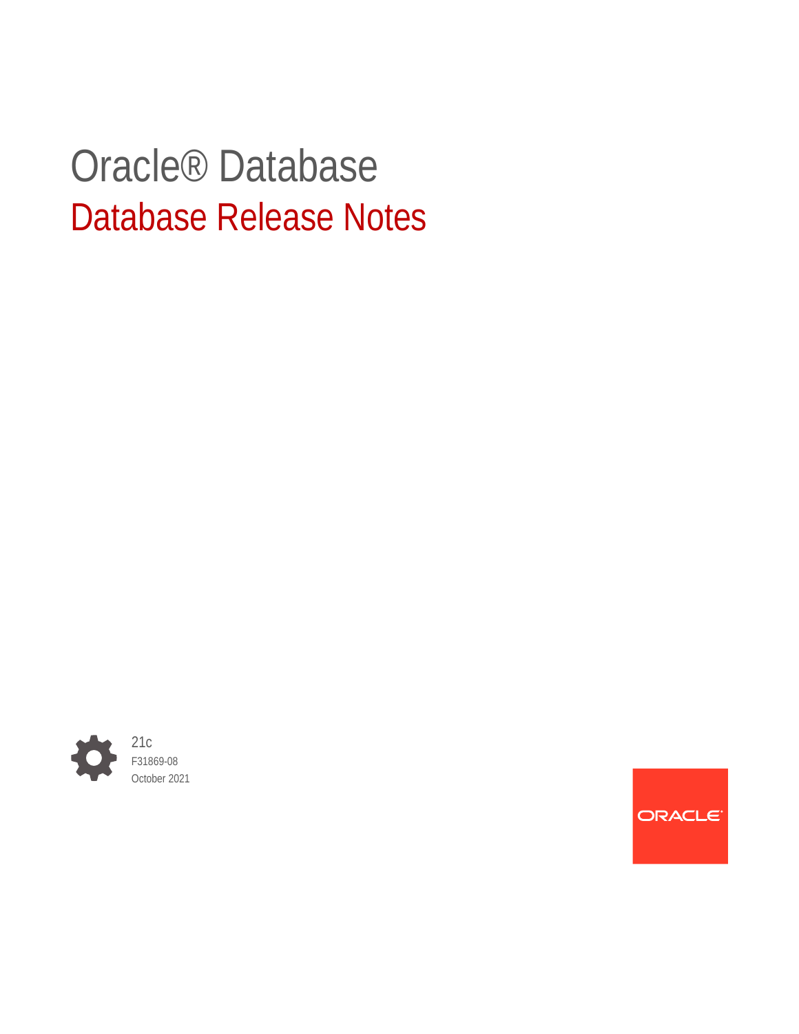# Oracle® Database

## Database Release Notes

21c

F31869-08

October 2021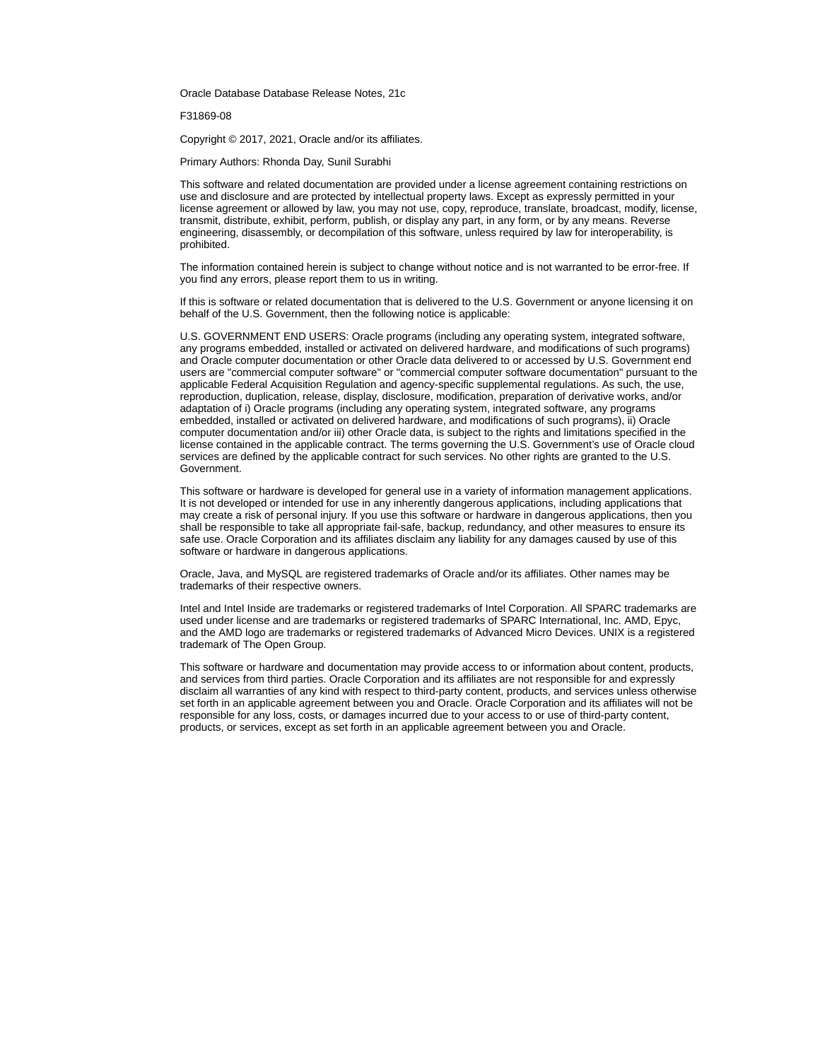Oracle Database Database Release Notes, 21c

F31869-08

Copyright © 2017, 2021, Oracle and/or its affiliates.

Primary Authors: Rhonda Day, Sunil Surabhi

This software and related documentation are provided under a license agreement containing restrictions on use and disclosure and are protected by intellectual property laws. Except as expressly permitted in your license agreement or allowed by law, you may not use, copy, reproduce, translate, broadcast, modify, license, transmit, distribute, exhibit, perform, publish, or display any part, in any form, or by any means. Reverse engineering, disassembly, or decompilation of this software, unless required by law for interoperability, is prohibited.

The information contained herein is subject to change without notice and is not warranted to be error-free. If you find any errors, please report them to us in writing.

If this is software or related documentation that is delivered to the U.S. Government or anyone licensing it on behalf of the U.S. Government, then the following notice is applicable:

U.S. GOVERNMENT END USERS: Oracle programs (including any operating system, integrated software, any programs embedded, installed or activated on delivered hardware, and modifications of such programs) and Oracle computer documentation or other Oracle data delivered to or accessed by U.S. Government end users are "commercial computer software" or "commercial computer software documentation" pursuant to the applicable Federal Acquisition Regulation and agency-specific supplemental regulations. As such, the use, reproduction, duplication, release, display, disclosure, modification, preparation of derivative works, and/or adaptation of i) Oracle programs (including any operating system, integrated software, any programs embedded, installed or activated on delivered hardware, and modifications of such programs), ii) Oracle computer documentation and/or iii) other Oracle data, is subject to the rights and limitations specified in the license contained in the applicable contract. The terms governing the U.S. Government's use of Oracle cloud services are defined by the applicable contract for such services. No other rights are granted to the U.S. Government.

This software or hardware is developed for general use in a variety of information management applications. It is not developed or intended for use in any inherently dangerous applications, including applications that may create a risk of personal injury. If you use this software or hardware in dangerous applications, then you shall be responsible to take all appropriate fail-safe, backup, redundancy, and other measures to ensure its safe use. Oracle Corporation and its affiliates disclaim any liability for any damages caused by use of this software or hardware in dangerous applications.

Oracle, Java, and MySQL are registered trademarks of Oracle and/or its affiliates. Other names may be trademarks of their respective owners.

Intel and Intel Inside are trademarks or registered trademarks of Intel Corporation. All SPARC trademarks are used under license and are trademarks or registered trademarks of SPARC International, Inc. AMD, Epyc, and the AMD logo are trademarks or registered trademarks of Advanced Micro Devices. UNIX is a registered trademark of The Open Group.

This software or hardware and documentation may provide access to or information about content, products, and services from third parties. Oracle Corporation and its affiliates are not responsible for and expressly disclaim all warranties of any kind with respect to third-party content, products, and services unless otherwise set forth in an applicable agreement between you and Oracle. Oracle Corporation and its affiliates will not be responsible for any loss, costs, or damages incurred due to your access to or use of third-party content, products, or services, except as set forth in an applicable agreement between you and Oracle.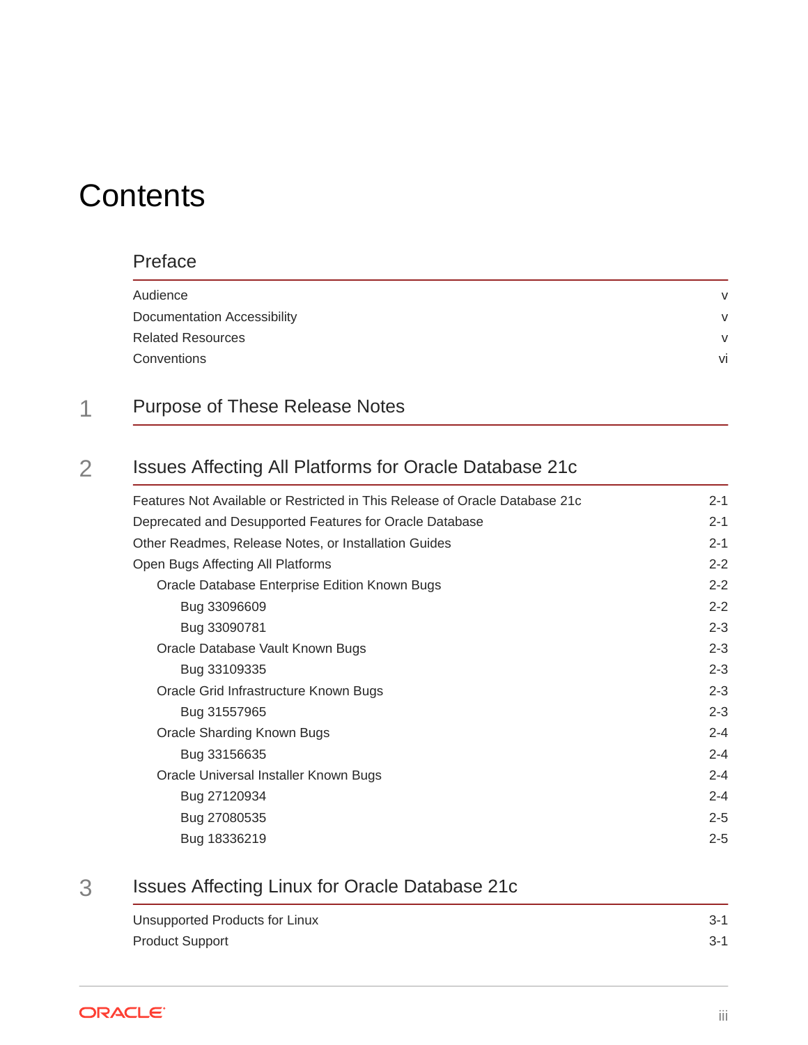# Contents

## Preface

| | |
|---|---|
| Audience | v |
| Documentation Accessibility | v |
| Related Resources | v |
| Conventions | vi |

## 1 Purpose of These Release Notes

## 2 Issues Affecting All Platforms for Oracle Database 21c

| | |
|---|---|
| Features Not Available or Restricted in This Release of Oracle Database 21c | 2-1 |
| Deprecated and Desupported Features for Oracle Database | 2-1 |
| Other Readmes, Release Notes, or Installation Guides | 2-1 |
| Open Bugs Affecting All Platforms | 2-2 |
| &nbsp;&nbsp;&nbsp;&nbsp;Oracle Database Enterprise Edition Known Bugs | 2-2 |
| &nbsp;&nbsp;&nbsp;&nbsp;&nbsp;&nbsp;&nbsp;&nbsp;Bug 33096609 | 2-2 |
| &nbsp;&nbsp;&nbsp;&nbsp;&nbsp;&nbsp;&nbsp;&nbsp;Bug 33090781 | 2-3 |
| &nbsp;&nbsp;&nbsp;&nbsp;Oracle Database Vault Known Bugs | 2-3 |
| &nbsp;&nbsp;&nbsp;&nbsp;&nbsp;&nbsp;&nbsp;&nbsp;Bug 33109335 | 2-3 |
| &nbsp;&nbsp;&nbsp;&nbsp;Oracle Grid Infrastructure Known Bugs | 2-3 |
| &nbsp;&nbsp;&nbsp;&nbsp;&nbsp;&nbsp;&nbsp;&nbsp;Bug 31557965 | 2-3 |
| &nbsp;&nbsp;&nbsp;&nbsp;Oracle Sharding Known Bugs | 2-4 |
| &nbsp;&nbsp;&nbsp;&nbsp;&nbsp;&nbsp;&nbsp;&nbsp;Bug 33156635 | 2-4 |
| &nbsp;&nbsp;&nbsp;&nbsp;Oracle Universal Installer Known Bugs | 2-4 |
| &nbsp;&nbsp;&nbsp;&nbsp;&nbsp;&nbsp;&nbsp;&nbsp;Bug 27120934 | 2-4 |
| &nbsp;&nbsp;&nbsp;&nbsp;&nbsp;&nbsp;&nbsp;&nbsp;Bug 27080535 | 2-5 |
| &nbsp;&nbsp;&nbsp;&nbsp;&nbsp;&nbsp;&nbsp;&nbsp;Bug 18336219 | 2-5 |

## 3 Issues Affecting Linux for Oracle Database 21c

| | |
|---|---|
| Unsupported Products for Linux | 3-1 |
| Product Support | 3-1 |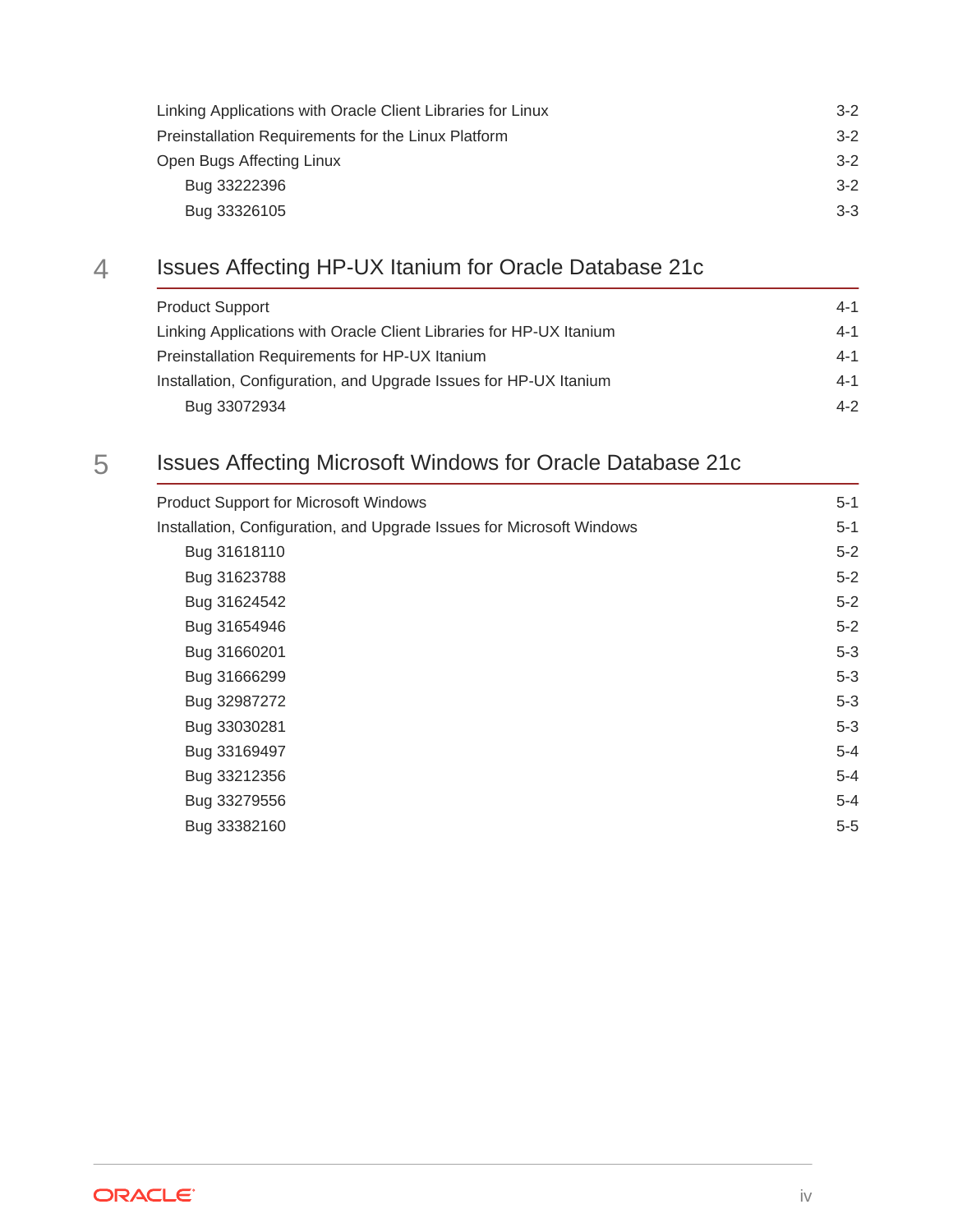Linking Applications with Oracle Client Libraries for Linux 3-2

Preinstallation Requirements for the Linux Platform 3-2

Open Bugs Affecting Linux 3-2

- Bug 33222396 3-2
- Bug 33326105 3-3

## 4 Issues Affecting HP-UX Itanium for Oracle Database 21c

Product Support 4-1

Linking Applications with Oracle Client Libraries for HP-UX Itanium 4-1

Preinstallation Requirements for HP-UX Itanium 4-1

Installation, Configuration, and Upgrade Issues for HP-UX Itanium 4-1

- Bug 33072934 4-2

## 5 Issues Affecting Microsoft Windows for Oracle Database 21c

Product Support for Microsoft Windows 5-1

Installation, Configuration, and Upgrade Issues for Microsoft Windows 5-1

- Bug 31618110 5-2
- Bug 31623788 5-2
- Bug 31624542 5-2
- Bug 31654946 5-2
- Bug 31660201 5-3
- Bug 31666299 5-3
- Bug 32987272 5-3
- Bug 33030281 5-3
- Bug 33169497 5-4
- Bug 33212356 5-4
- Bug 33279556 5-4
- Bug 33382160 5-5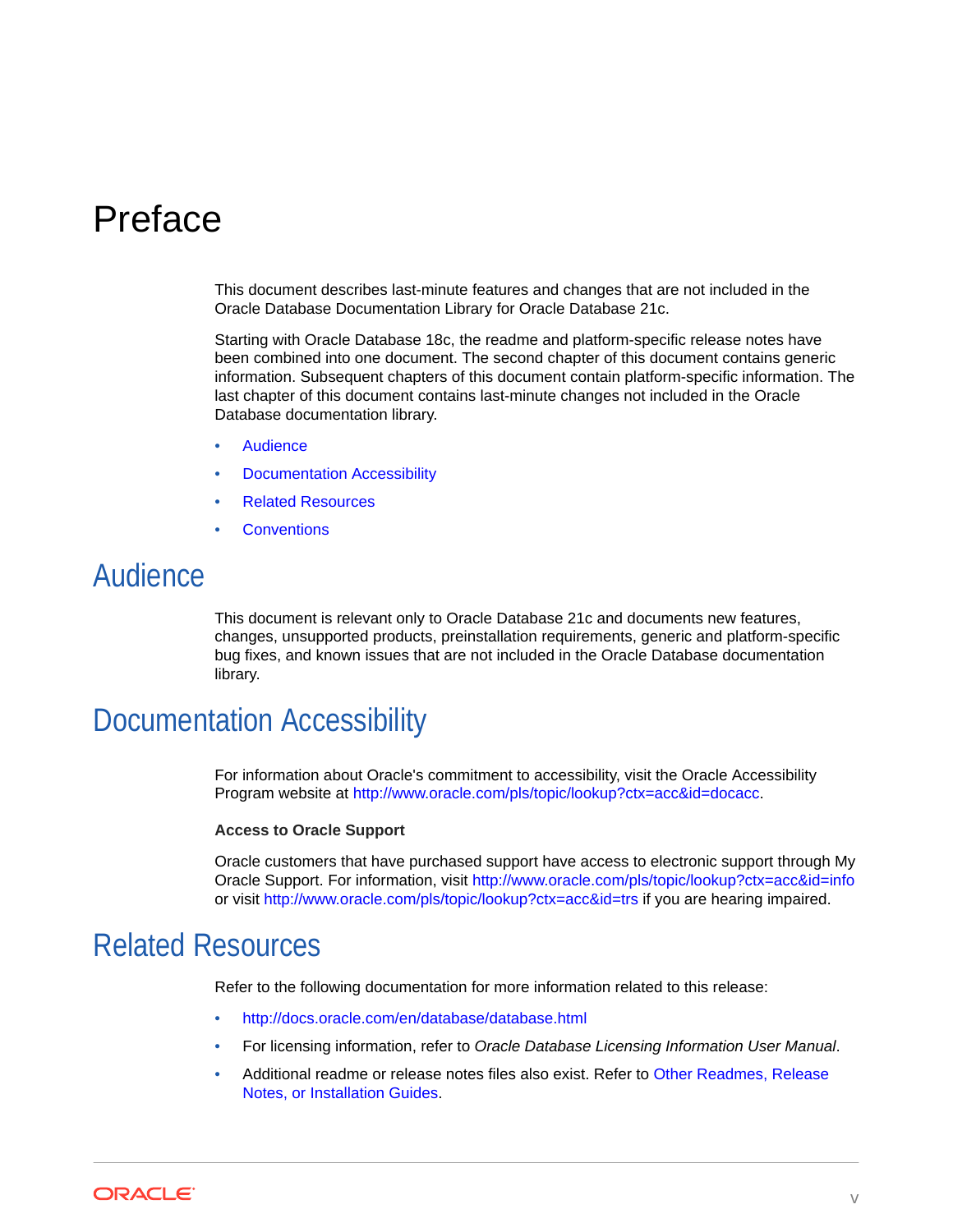# Preface

This document describes last-minute features and changes that are not included in the Oracle Database Documentation Library for Oracle Database 21c.

Starting with Oracle Database 18c, the readme and platform-specific release notes have been combined into one document. The second chapter of this document contains generic information. Subsequent chapters of this document contain platform-specific information. The last chapter of this document contains last-minute changes not included in the Oracle Database documentation library.

- Audience
- Documentation Accessibility
- Related Resources
- Conventions

## Audience

This document is relevant only to Oracle Database 21c and documents new features, changes, unsupported products, preinstallation requirements, generic and platform-specific bug fixes, and known issues that are not included in the Oracle Database documentation library.

## Documentation Accessibility

For information about Oracle's commitment to accessibility, visit the Oracle Accessibility Program website at http://www.oracle.com/pls/topic/lookup?ctx=acc&id=docacc.

**Access to Oracle Support**

Oracle customers that have purchased support have access to electronic support through My Oracle Support. For information, visit http://www.oracle.com/pls/topic/lookup?ctx=acc&id=info or visit http://www.oracle.com/pls/topic/lookup?ctx=acc&id=trs if you are hearing impaired.

## Related Resources

Refer to the following documentation for more information related to this release:

- http://docs.oracle.com/en/database/database.html
- For licensing information, refer to *Oracle Database Licensing Information User Manual*.
- Additional readme or release notes files also exist. Refer to Other Readmes, Release Notes, or Installation Guides.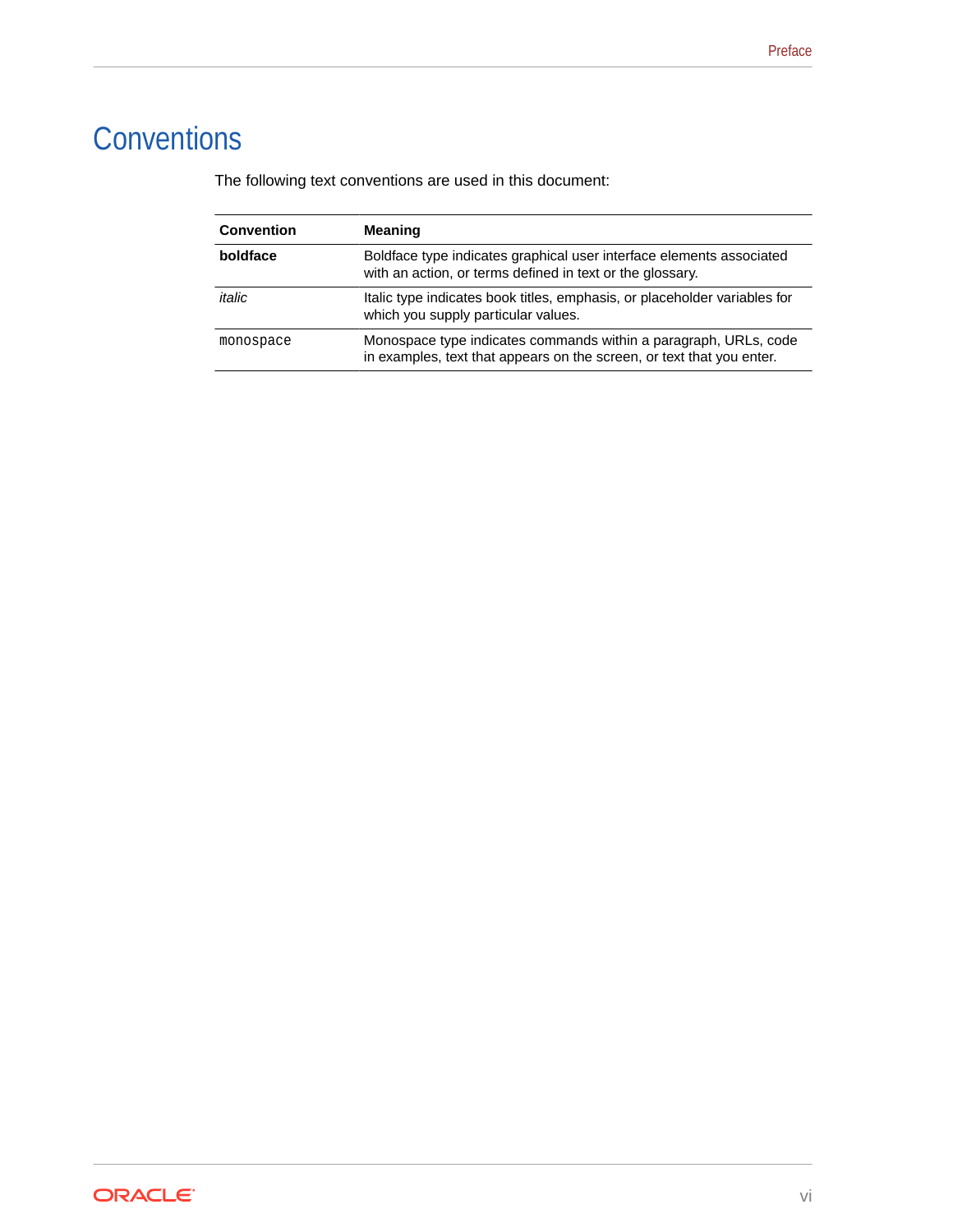## Conventions

The following text conventions are used in this document:

| Convention | Meaning |
| --- | --- |
| **boldface** | Boldface type indicates graphical user interface elements associated with an action, or terms defined in text or the glossary. |
| *italic* | Italic type indicates book titles, emphasis, or placeholder variables for which you supply particular values. |
| `monospace` | Monospace type indicates commands within a paragraph, URLs, code in examples, text that appears on the screen, or text that you enter. |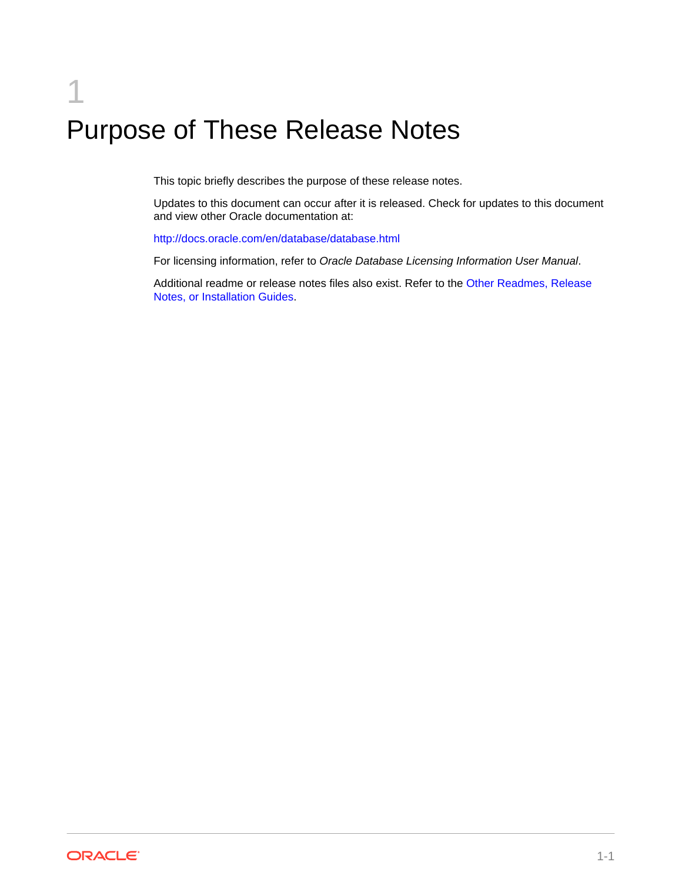# 1 Purpose of These Release Notes

This topic briefly describes the purpose of these release notes.

Updates to this document can occur after it is released. Check for updates to this document and view other Oracle documentation at:

http://docs.oracle.com/en/database/database.html

For licensing information, refer to *Oracle Database Licensing Information User Manual*.

Additional readme or release notes files also exist. Refer to the Other Readmes, Release Notes, or Installation Guides.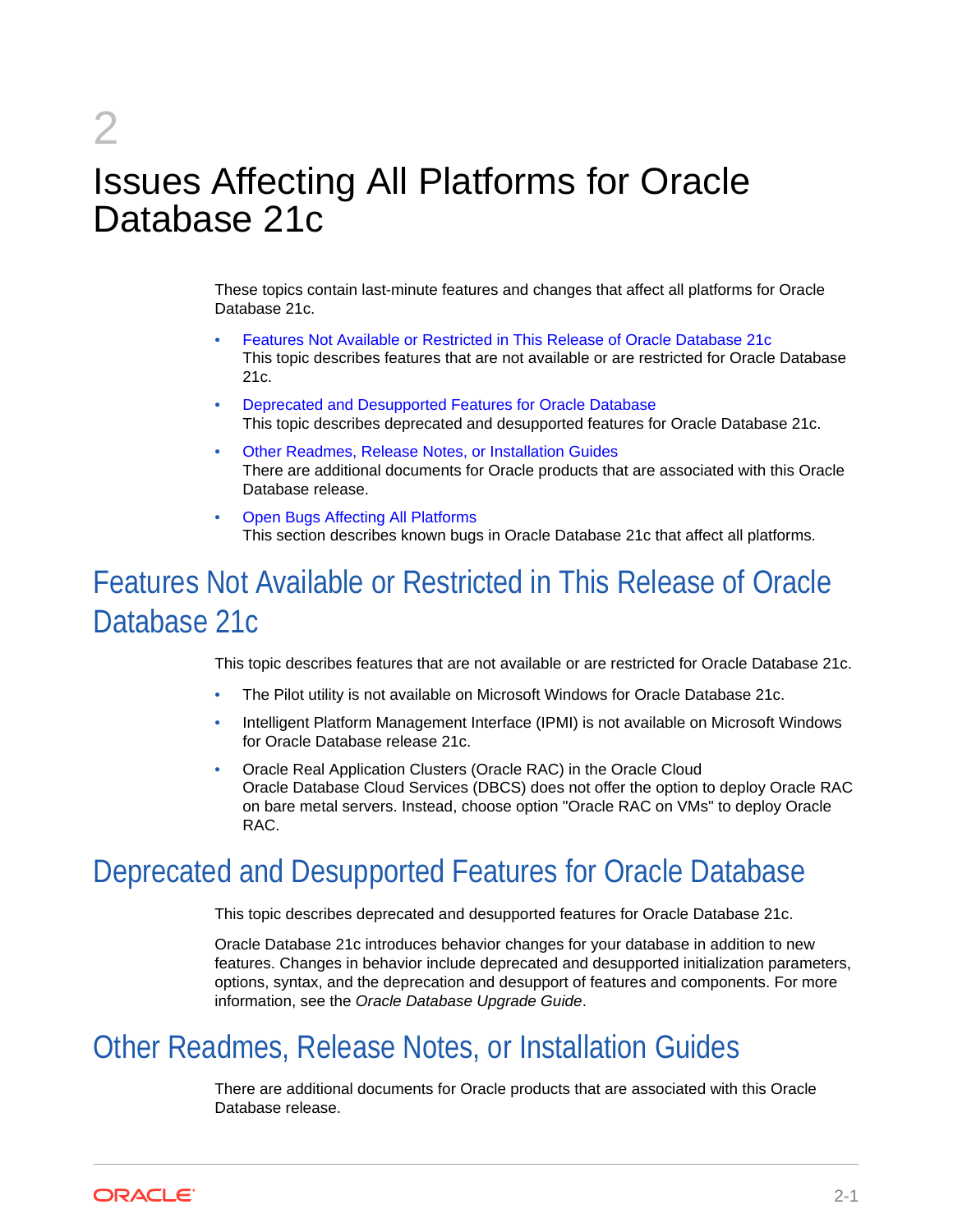# 2 Issues Affecting All Platforms for Oracle Database 21c

These topics contain last-minute features and changes that affect all platforms for Oracle Database 21c.

- Features Not Available or Restricted in This Release of Oracle Database 21c
  This topic describes features that are not available or are restricted for Oracle Database 21c.
- Deprecated and Desupported Features for Oracle Database
  This topic describes deprecated and desupported features for Oracle Database 21c.
- Other Readmes, Release Notes, or Installation Guides
  There are additional documents for Oracle products that are associated with this Oracle Database release.
- Open Bugs Affecting All Platforms
  This section describes known bugs in Oracle Database 21c that affect all platforms.

## Features Not Available or Restricted in This Release of Oracle Database 21c

This topic describes features that are not available or are restricted for Oracle Database 21c.

- The Pilot utility is not available on Microsoft Windows for Oracle Database 21c.
- Intelligent Platform Management Interface (IPMI) is not available on Microsoft Windows for Oracle Database release 21c.
- Oracle Real Application Clusters (Oracle RAC) in the Oracle Cloud
  Oracle Database Cloud Services (DBCS) does not offer the option to deploy Oracle RAC on bare metal servers. Instead, choose option "Oracle RAC on VMs" to deploy Oracle RAC.

## Deprecated and Desupported Features for Oracle Database

This topic describes deprecated and desupported features for Oracle Database 21c.

Oracle Database 21c introduces behavior changes for your database in addition to new features. Changes in behavior include deprecated and desupported initialization parameters, options, syntax, and the deprecation and desupport of features and components. For more information, see the *Oracle Database Upgrade Guide*.

## Other Readmes, Release Notes, or Installation Guides

There are additional documents for Oracle products that are associated with this Oracle Database release.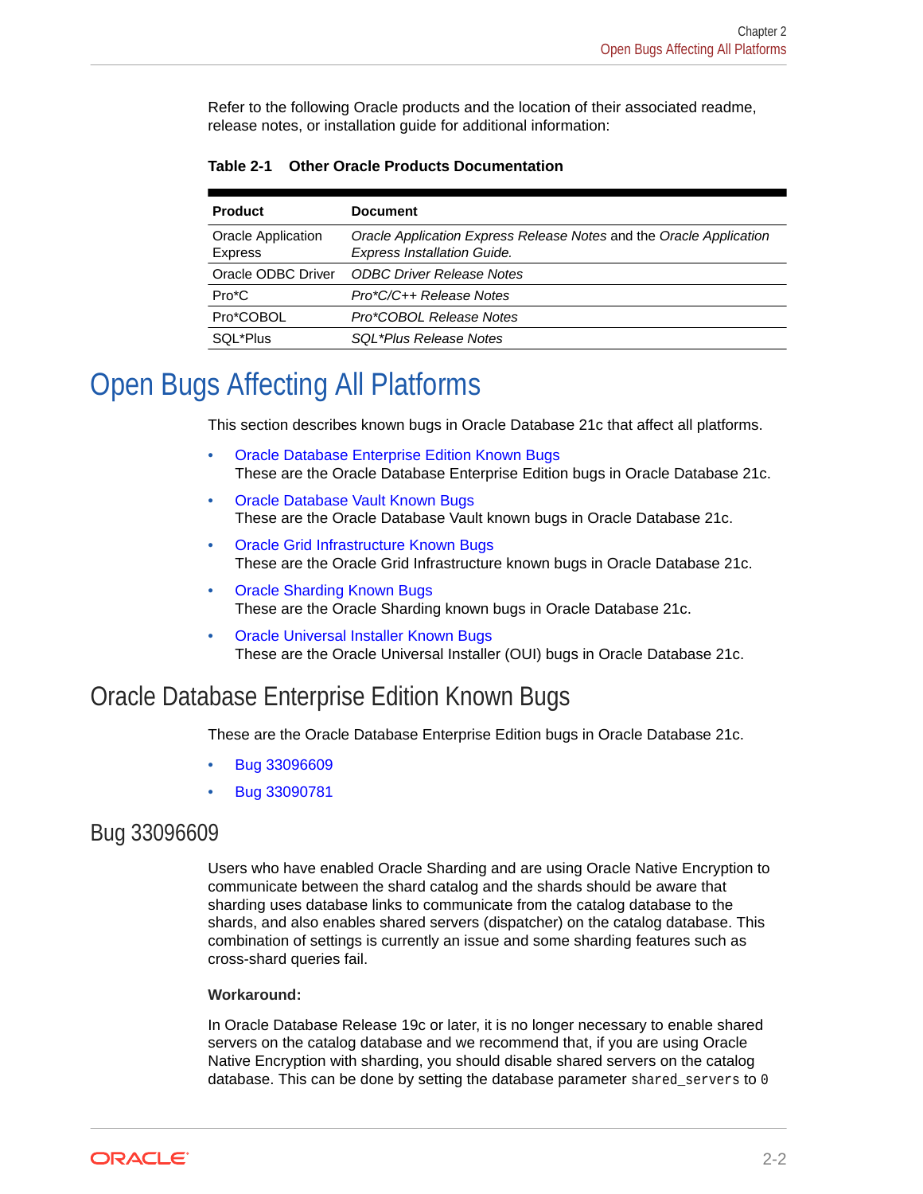Refer to the following Oracle products and the location of their associated readme, release notes, or installation guide for additional information:

**Table 2-1 Other Oracle Products Documentation**

| Product | Document |
| --- | --- |
| Oracle Application Express | *Oracle Application Express Release Notes* and the *Oracle Application Express Installation Guide.* |
| Oracle ODBC Driver | *ODBC Driver Release Notes* |
| Pro*C | *Pro*C/C++ Release Notes* |
| Pro*COBOL | *Pro*COBOL Release Notes* |
| SQL*Plus | *SQL*Plus Release Notes* |

# Open Bugs Affecting All Platforms

This section describes known bugs in Oracle Database 21c that affect all platforms.

- Oracle Database Enterprise Edition Known Bugs
  These are the Oracle Database Enterprise Edition bugs in Oracle Database 21c.
- Oracle Database Vault Known Bugs
  These are the Oracle Database Vault known bugs in Oracle Database 21c.
- Oracle Grid Infrastructure Known Bugs
  These are the Oracle Grid Infrastructure known bugs in Oracle Database 21c.
- Oracle Sharding Known Bugs
  These are the Oracle Sharding known bugs in Oracle Database 21c.
- Oracle Universal Installer Known Bugs
  These are the Oracle Universal Installer (OUI) bugs in Oracle Database 21c.

## Oracle Database Enterprise Edition Known Bugs

These are the Oracle Database Enterprise Edition bugs in Oracle Database 21c.

- Bug 33096609
- Bug 33090781

### Bug 33096609

Users who have enabled Oracle Sharding and are using Oracle Native Encryption to communicate between the shard catalog and the shards should be aware that sharding uses database links to communicate from the catalog database to the shards, and also enables shared servers (dispatcher) on the catalog database. This combination of settings is currently an issue and some sharding features such as cross-shard queries fail.

**Workaround:**

In Oracle Database Release 19c or later, it is no longer necessary to enable shared servers on the catalog database and we recommend that, if you are using Oracle Native Encryption with sharding, you should disable shared servers on the catalog database. This can be done by setting the database parameter `shared_servers` to `0`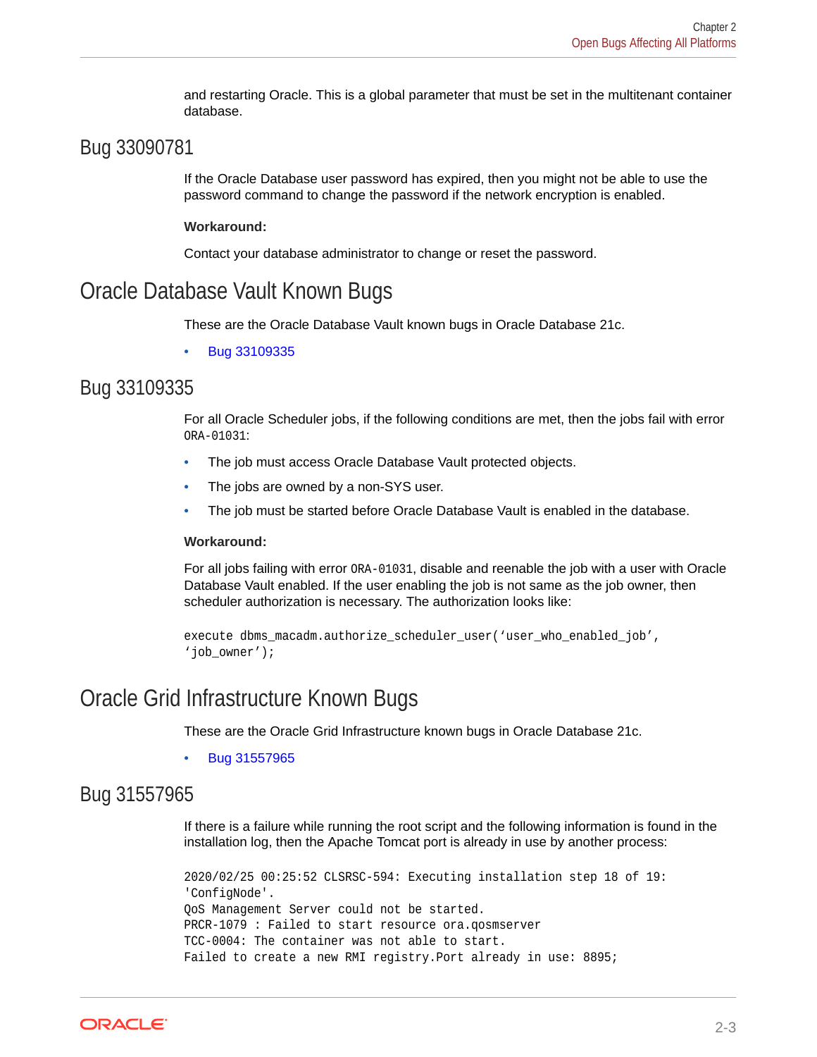and restarting Oracle. This is a global parameter that must be set in the multitenant container database.

## Bug 33090781

If the Oracle Database user password has expired, then you might not be able to use the password command to change the password if the network encryption is enabled.

**Workaround:**

Contact your database administrator to change or reset the password.

# Oracle Database Vault Known Bugs

These are the Oracle Database Vault known bugs in Oracle Database 21c.

- Bug 33109335

## Bug 33109335

For all Oracle Scheduler jobs, if the following conditions are met, then the jobs fail with error `ORA-01031`:

- The job must access Oracle Database Vault protected objects.
- The jobs are owned by a non-SYS user.
- The job must be started before Oracle Database Vault is enabled in the database.

**Workaround:**

For all jobs failing with error `ORA-01031`, disable and reenable the job with a user with Oracle Database Vault enabled. If the user enabling the job is not same as the job owner, then scheduler authorization is necessary. The authorization looks like:

```
execute dbms_macadm.authorize_scheduler_user('user_who_enabled_job',
'job_owner');
```

# Oracle Grid Infrastructure Known Bugs

These are the Oracle Grid Infrastructure known bugs in Oracle Database 21c.

- Bug 31557965

## Bug 31557965

If there is a failure while running the root script and the following information is found in the installation log, then the Apache Tomcat port is already in use by another process:

```
2020/02/25 00:25:52 CLSRSC-594: Executing installation step 18 of 19:
'ConfigNode'.
QoS Management Server could not be started.
PRCR-1079 : Failed to start resource ora.qosmserver
TCC-0004: The container was not able to start.
Failed to create a new RMI registry.Port already in use: 8895;
```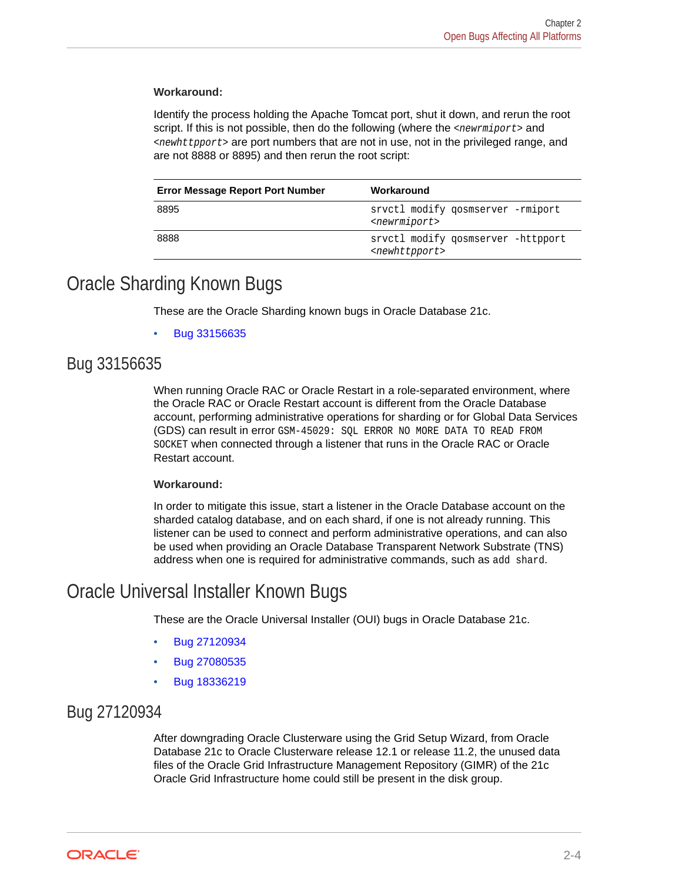**Workaround:**

Identify the process holding the Apache Tomcat port, shut it down, and rerun the root script. If this is not possible, then do the following (where the `<newrmiport>` and `<newhttpport>` are port numbers that are not in use, not in the privileged range, and are not 8888 or 8895) and then rerun the root script:

| Error Message Report Port Number | Workaround |
| --- | --- |
| 8895 | `srvctl modify qosmserver -rmiport <newrmiport>` |
| 8888 | `srvctl modify qosmserver -httpport <newhttpport>` |

## Oracle Sharding Known Bugs

These are the Oracle Sharding known bugs in Oracle Database 21c.

- Bug 33156635

## Bug 33156635

When running Oracle RAC or Oracle Restart in a role-separated environment, where the Oracle RAC or Oracle Restart account is different from the Oracle Database account, performing administrative operations for sharding or for Global Data Services (GDS) can result in error `GSM-45029: SQL ERROR NO MORE DATA TO READ FROM SOCKET` when connected through a listener that runs in the Oracle RAC or Oracle Restart account.

**Workaround:**

In order to mitigate this issue, start a listener in the Oracle Database account on the sharded catalog database, and on each shard, if one is not already running. This listener can be used to connect and perform administrative operations, and can also be used when providing an Oracle Database Transparent Network Substrate (TNS) address when one is required for administrative commands, such as `add shard`.

## Oracle Universal Installer Known Bugs

These are the Oracle Universal Installer (OUI) bugs in Oracle Database 21c.

- Bug 27120934
- Bug 27080535
- Bug 18336219

## Bug 27120934

After downgrading Oracle Clusterware using the Grid Setup Wizard, from Oracle Database 21c to Oracle Clusterware release 12.1 or release 11.2, the unused data files of the Oracle Grid Infrastructure Management Repository (GIMR) of the 21c Oracle Grid Infrastructure home could still be present in the disk group.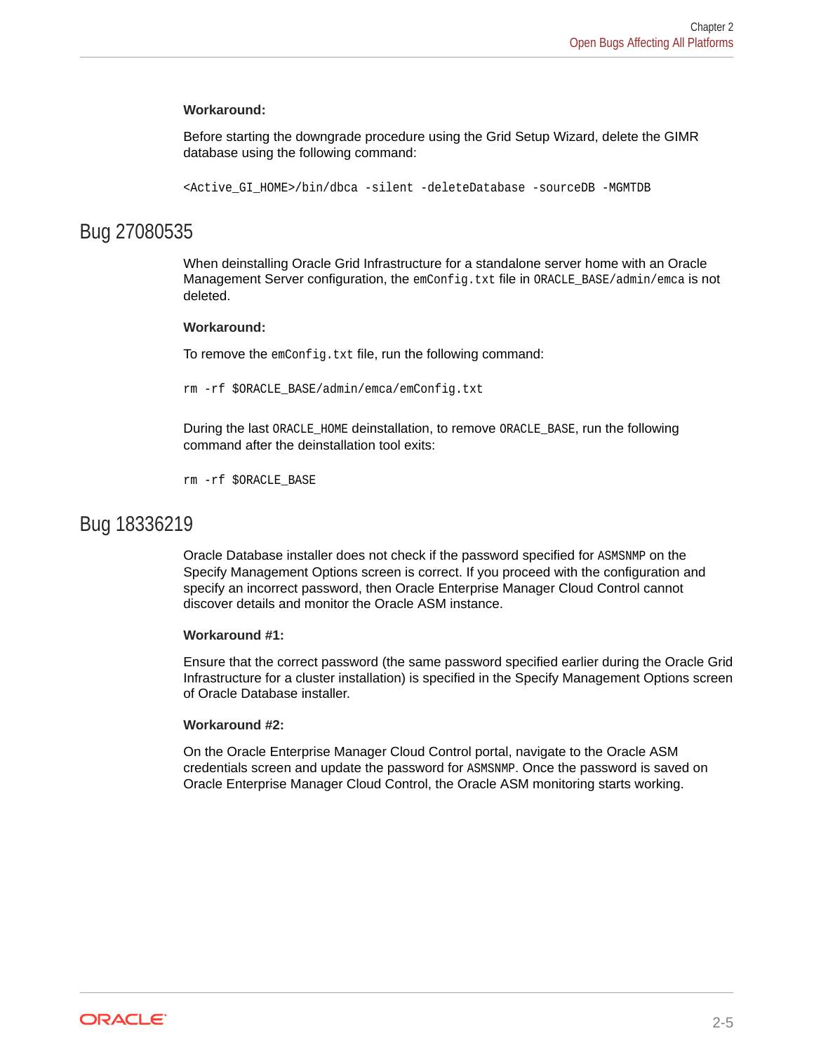**Workaround:**

Before starting the downgrade procedure using the Grid Setup Wizard, delete the GIMR database using the following command:

```
<Active_GI_HOME>/bin/dbca -silent -deleteDatabase -sourceDB -MGMTDB
```

## Bug 27080535

When deinstalling Oracle Grid Infrastructure for a standalone server home with an Oracle Management Server configuration, the `emConfig.txt` file in `ORACLE_BASE/admin/emca` is not deleted.

**Workaround:**

To remove the `emConfig.txt` file, run the following command:

```
rm -rf $ORACLE_BASE/admin/emca/emConfig.txt
```

During the last `ORACLE_HOME` deinstallation, to remove `ORACLE_BASE`, run the following command after the deinstallation tool exits:

```
rm -rf $ORACLE_BASE
```

## Bug 18336219

Oracle Database installer does not check if the password specified for `ASMSNMP` on the Specify Management Options screen is correct. If you proceed with the configuration and specify an incorrect password, then Oracle Enterprise Manager Cloud Control cannot discover details and monitor the Oracle ASM instance.

**Workaround #1:**

Ensure that the correct password (the same password specified earlier during the Oracle Grid Infrastructure for a cluster installation) is specified in the Specify Management Options screen of Oracle Database installer.

**Workaround #2:**

On the Oracle Enterprise Manager Cloud Control portal, navigate to the Oracle ASM credentials screen and update the password for `ASMSNMP`. Once the password is saved on Oracle Enterprise Manager Cloud Control, the Oracle ASM monitoring starts working.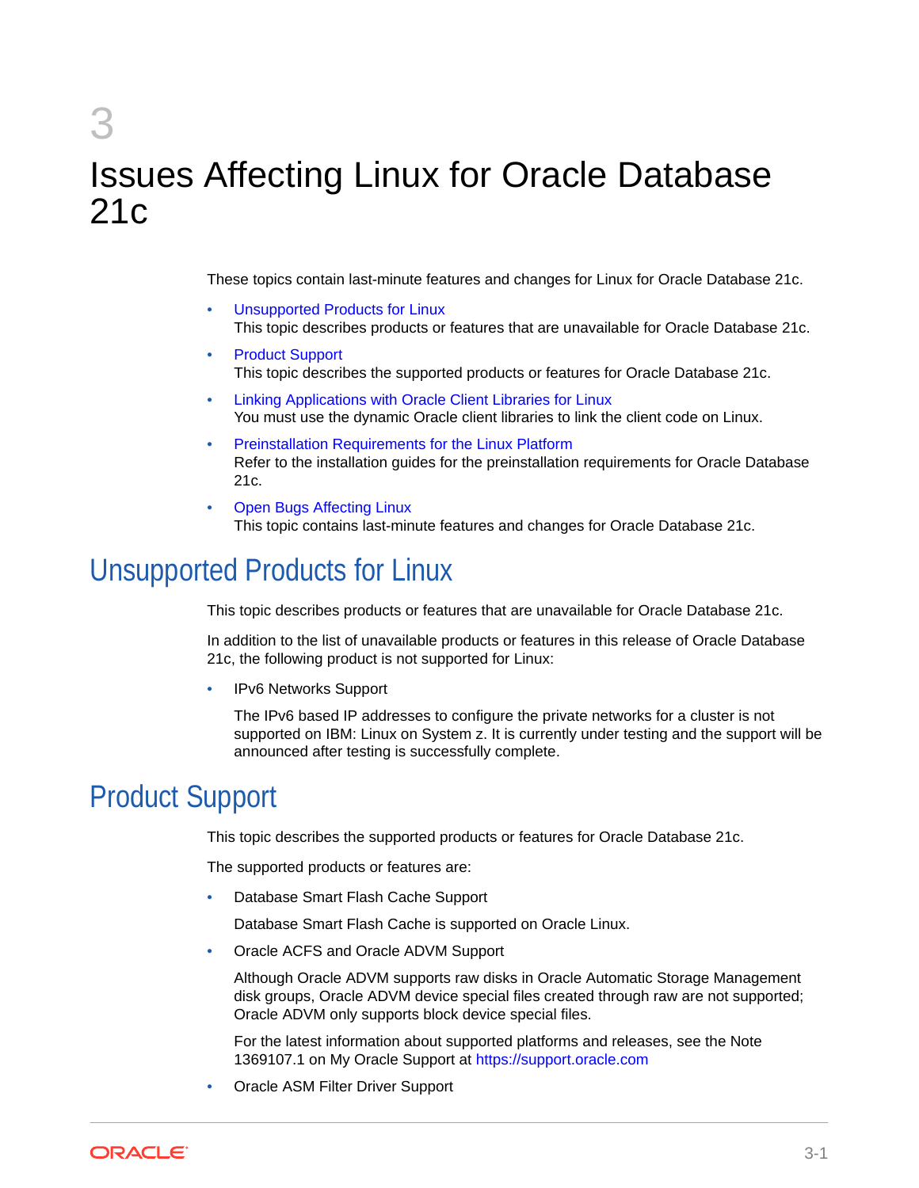# 3 Issues Affecting Linux for Oracle Database 21c

These topics contain last-minute features and changes for Linux for Oracle Database 21c.

- Unsupported Products for Linux
  This topic describes products or features that are unavailable for Oracle Database 21c.
- Product Support
  This topic describes the supported products or features for Oracle Database 21c.
- Linking Applications with Oracle Client Libraries for Linux
  You must use the dynamic Oracle client libraries to link the client code on Linux.
- Preinstallation Requirements for the Linux Platform
  Refer to the installation guides for the preinstallation requirements for Oracle Database 21c.
- Open Bugs Affecting Linux
  This topic contains last-minute features and changes for Oracle Database 21c.

## Unsupported Products for Linux

This topic describes products or features that are unavailable for Oracle Database 21c.

In addition to the list of unavailable products or features in this release of Oracle Database 21c, the following product is not supported for Linux:

- IPv6 Networks Support

  The IPv6 based IP addresses to configure the private networks for a cluster is not supported on IBM: Linux on System z. It is currently under testing and the support will be announced after testing is successfully complete.

## Product Support

This topic describes the supported products or features for Oracle Database 21c.

The supported products or features are:

- Database Smart Flash Cache Support

  Database Smart Flash Cache is supported on Oracle Linux.

- Oracle ACFS and Oracle ADVM Support

  Although Oracle ADVM supports raw disks in Oracle Automatic Storage Management disk groups, Oracle ADVM device special files created through raw are not supported; Oracle ADVM only supports block device special files.

  For the latest information about supported platforms and releases, see the Note 1369107.1 on My Oracle Support at https://support.oracle.com

- Oracle ASM Filter Driver Support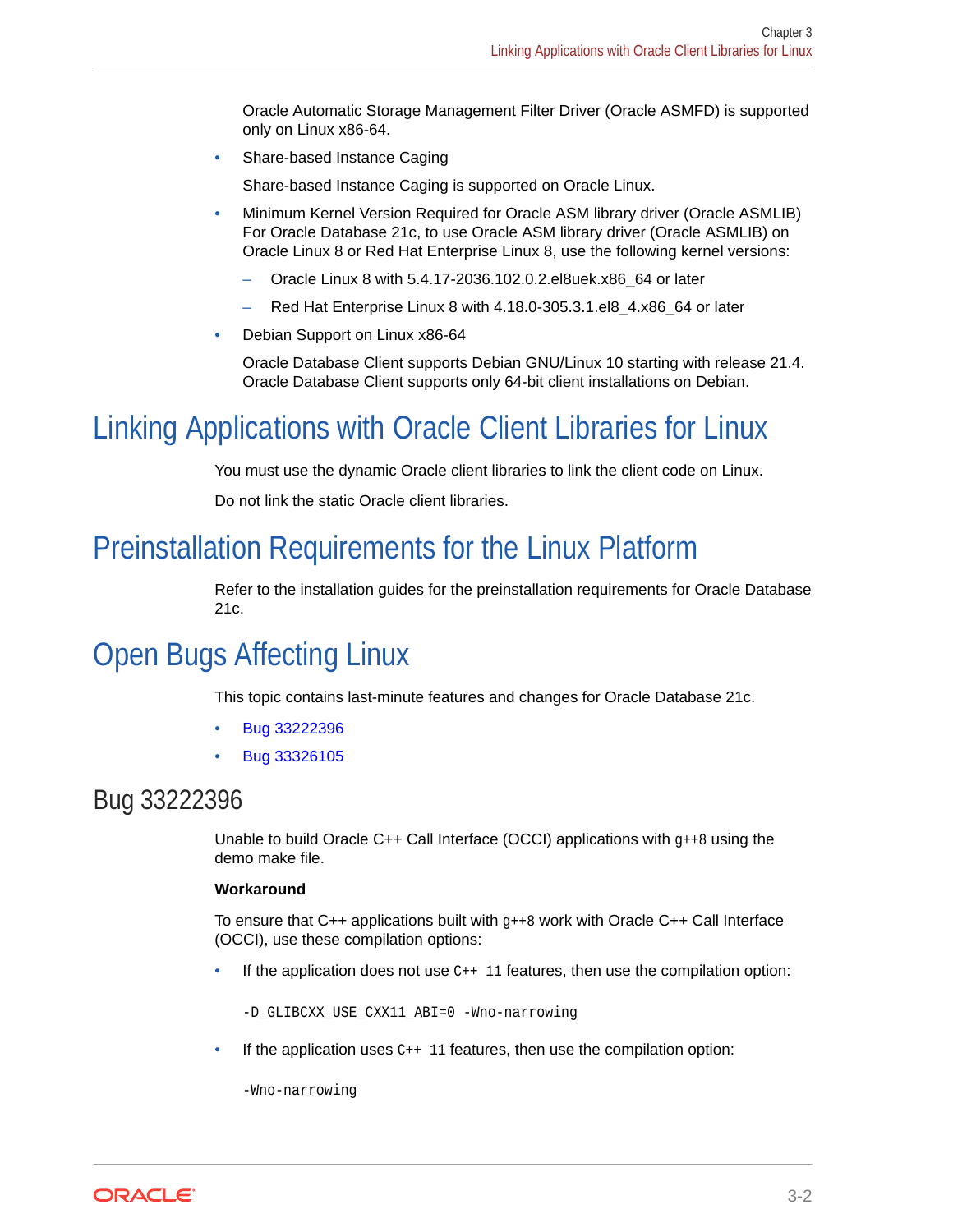Oracle Automatic Storage Management Filter Driver (Oracle ASMFD) is supported only on Linux x86-64.

- Share-based Instance Caging

  Share-based Instance Caging is supported on Oracle Linux.

- Minimum Kernel Version Required for Oracle ASM library driver (Oracle ASMLIB) For Oracle Database 21c, to use Oracle ASM library driver (Oracle ASMLIB) on Oracle Linux 8 or Red Hat Enterprise Linux 8, use the following kernel versions:
  - Oracle Linux 8 with 5.4.17-2036.102.0.2.el8uek.x86_64 or later
  - Red Hat Enterprise Linux 8 with 4.18.0-305.3.1.el8_4.x86_64 or later
- Debian Support on Linux x86-64

  Oracle Database Client supports Debian GNU/Linux 10 starting with release 21.4. Oracle Database Client supports only 64-bit client installations on Debian.

# Linking Applications with Oracle Client Libraries for Linux

You must use the dynamic Oracle client libraries to link the client code on Linux.

Do not link the static Oracle client libraries.

# Preinstallation Requirements for the Linux Platform

Refer to the installation guides for the preinstallation requirements for Oracle Database 21c.

# Open Bugs Affecting Linux

This topic contains last-minute features and changes for Oracle Database 21c.

- Bug 33222396
- Bug 33326105

## Bug 33222396

Unable to build Oracle C++ Call Interface (OCCI) applications with `g++8` using the demo make file.

**Workaround**

To ensure that C++ applications built with `g++8` work with Oracle C++ Call Interface (OCCI), use these compilation options:

- If the application does not use `C++ 11` features, then use the compilation option:

```
-D_GLIBCXX_USE_CXX11_ABI=0 -Wno-narrowing
```

- If the application uses `C++ 11` features, then use the compilation option:

```
-Wno-narrowing
```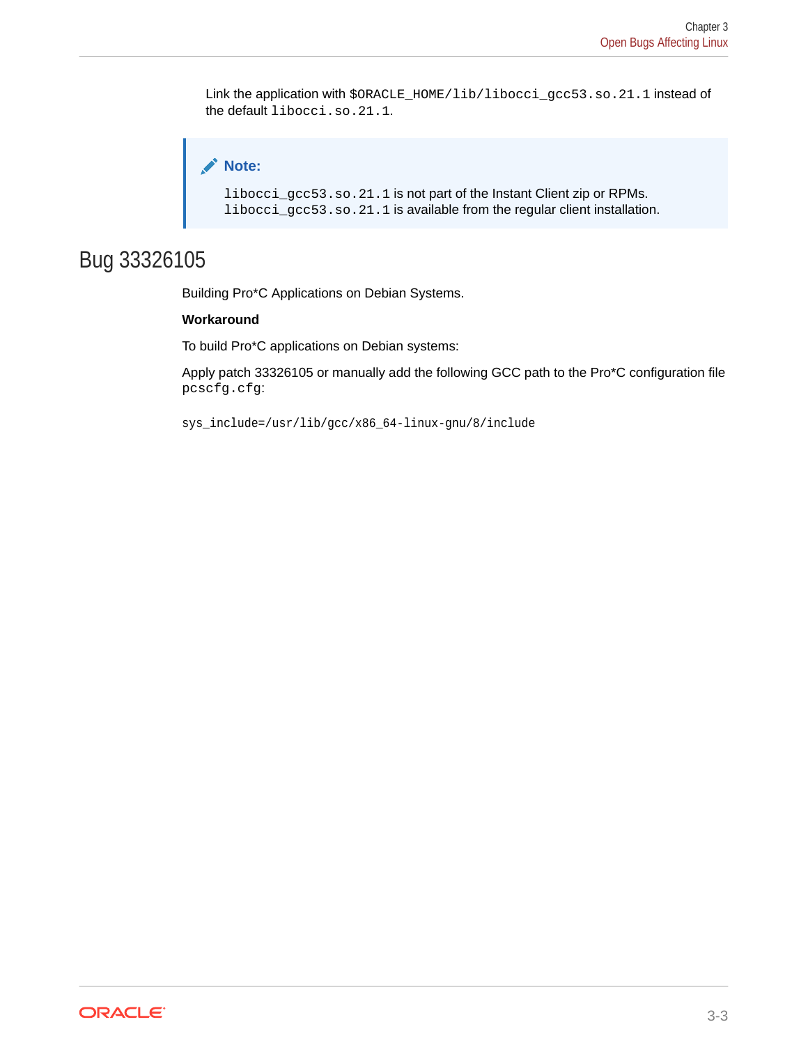Link the application with `$ORACLE_HOME/lib/libocci_gcc53.so.21.1` instead of the default `libocci.so.21.1`.

> **Note:**
>
> `libocci_gcc53.so.21.1` is not part of the Instant Client zip or RPMs. `libocci_gcc53.so.21.1` is available from the regular client installation.

## Bug 33326105

Building Pro*C Applications on Debian Systems.

**Workaround**

To build Pro*C applications on Debian systems:

Apply patch 33326105 or manually add the following GCC path to the Pro*C configuration file `pcscfg.cfg`:

```
sys_include=/usr/lib/gcc/x86_64-linux-gnu/8/include
```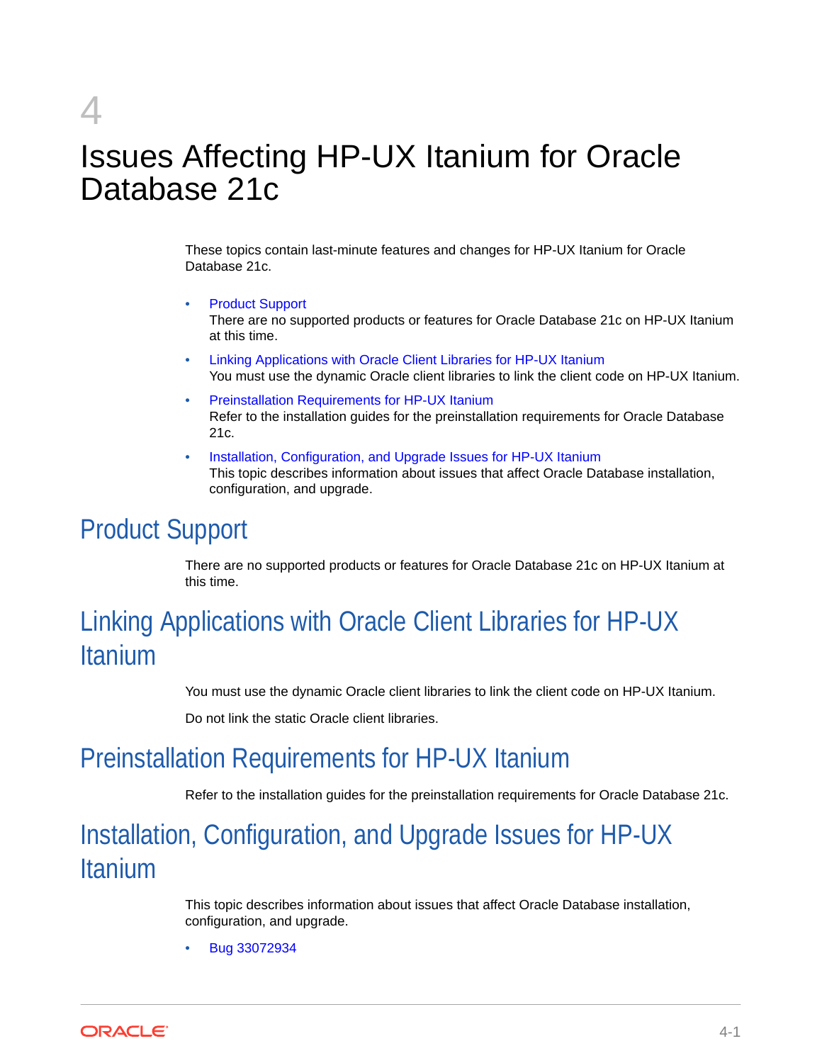# 4 Issues Affecting HP-UX Itanium for Oracle Database 21c

These topics contain last-minute features and changes for HP-UX Itanium for Oracle Database 21c.

- Product Support
  There are no supported products or features for Oracle Database 21c on HP-UX Itanium at this time.
- Linking Applications with Oracle Client Libraries for HP-UX Itanium
  You must use the dynamic Oracle client libraries to link the client code on HP-UX Itanium.
- Preinstallation Requirements for HP-UX Itanium
  Refer to the installation guides for the preinstallation requirements for Oracle Database 21c.
- Installation, Configuration, and Upgrade Issues for HP-UX Itanium
  This topic describes information about issues that affect Oracle Database installation, configuration, and upgrade.

## Product Support

There are no supported products or features for Oracle Database 21c on HP-UX Itanium at this time.

## Linking Applications with Oracle Client Libraries for HP-UX Itanium

You must use the dynamic Oracle client libraries to link the client code on HP-UX Itanium.

Do not link the static Oracle client libraries.

## Preinstallation Requirements for HP-UX Itanium

Refer to the installation guides for the preinstallation requirements for Oracle Database 21c.

## Installation, Configuration, and Upgrade Issues for HP-UX Itanium

This topic describes information about issues that affect Oracle Database installation, configuration, and upgrade.

- Bug 33072934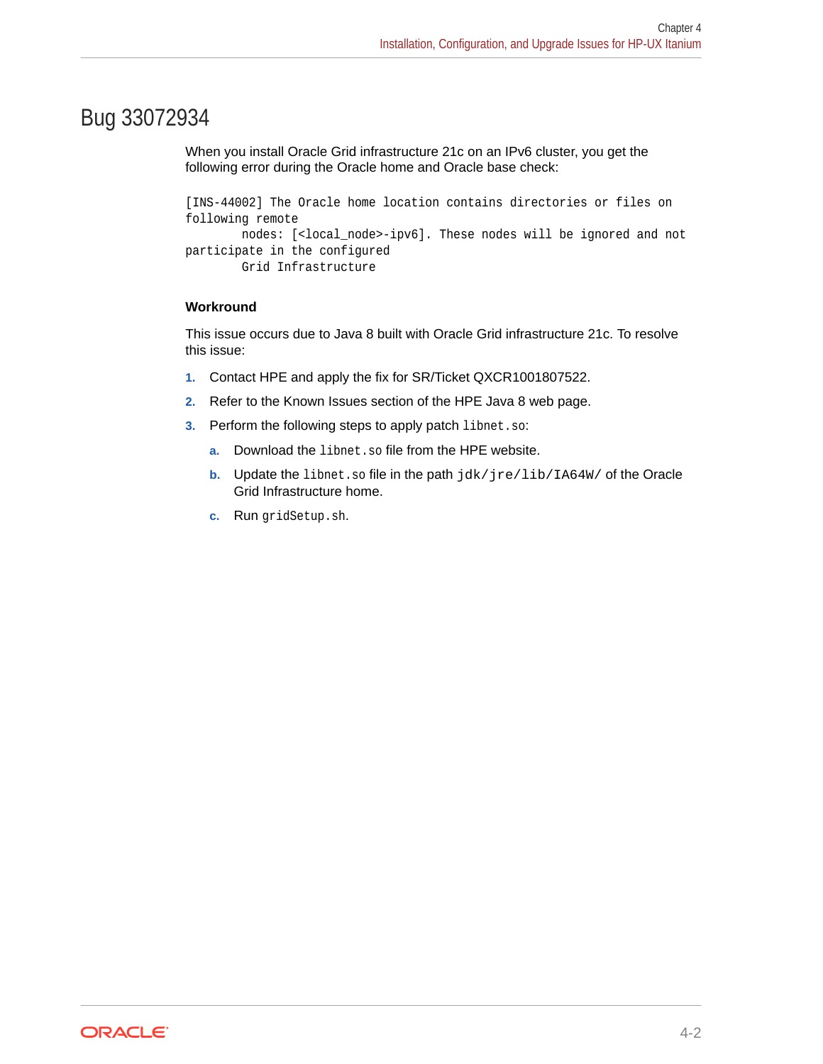## Bug 33072934

When you install Oracle Grid infrastructure 21c on an IPv6 cluster, you get the following error during the Oracle home and Oracle base check:

```
[INS-44002] The Oracle home location contains directories or files on
following remote
        nodes: [<local_node>-ipv6]. These nodes will be ignored and not
participate in the configured
        Grid Infrastructure
```

**Workround**

This issue occurs due to Java 8 built with Oracle Grid infrastructure 21c. To resolve this issue:

1. Contact HPE and apply the fix for SR/Ticket QXCR1001807522.
2. Refer to the Known Issues section of the HPE Java 8 web page.
3. Perform the following steps to apply patch `libnet.so`:
   a. Download the `libnet.so` file from the HPE website.
   b. Update the `libnet.so` file in the path `jdk/jre/lib/IA64W/` of the Oracle Grid Infrastructure home.
   c. Run `gridSetup.sh`.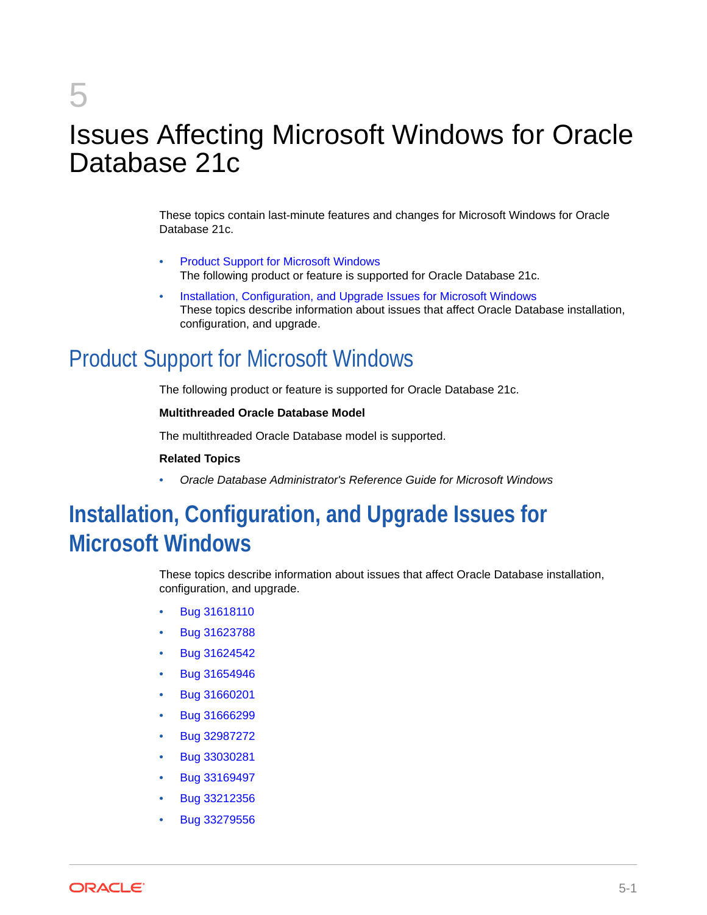# 5 Issues Affecting Microsoft Windows for Oracle Database 21c

These topics contain last-minute features and changes for Microsoft Windows for Oracle Database 21c.

- Product Support for Microsoft Windows
  The following product or feature is supported for Oracle Database 21c.
- Installation, Configuration, and Upgrade Issues for Microsoft Windows
  These topics describe information about issues that affect Oracle Database installation, configuration, and upgrade.

## Product Support for Microsoft Windows

The following product or feature is supported for Oracle Database 21c.

**Multithreaded Oracle Database Model**

The multithreaded Oracle Database model is supported.

**Related Topics**

- *Oracle Database Administrator's Reference Guide for Microsoft Windows*

## Installation, Configuration, and Upgrade Issues for Microsoft Windows

These topics describe information about issues that affect Oracle Database installation, configuration, and upgrade.

- Bug 31618110
- Bug 31623788
- Bug 31624542
- Bug 31654946
- Bug 31660201
- Bug 31666299
- Bug 32987272
- Bug 33030281
- Bug 33169497
- Bug 33212356
- Bug 33279556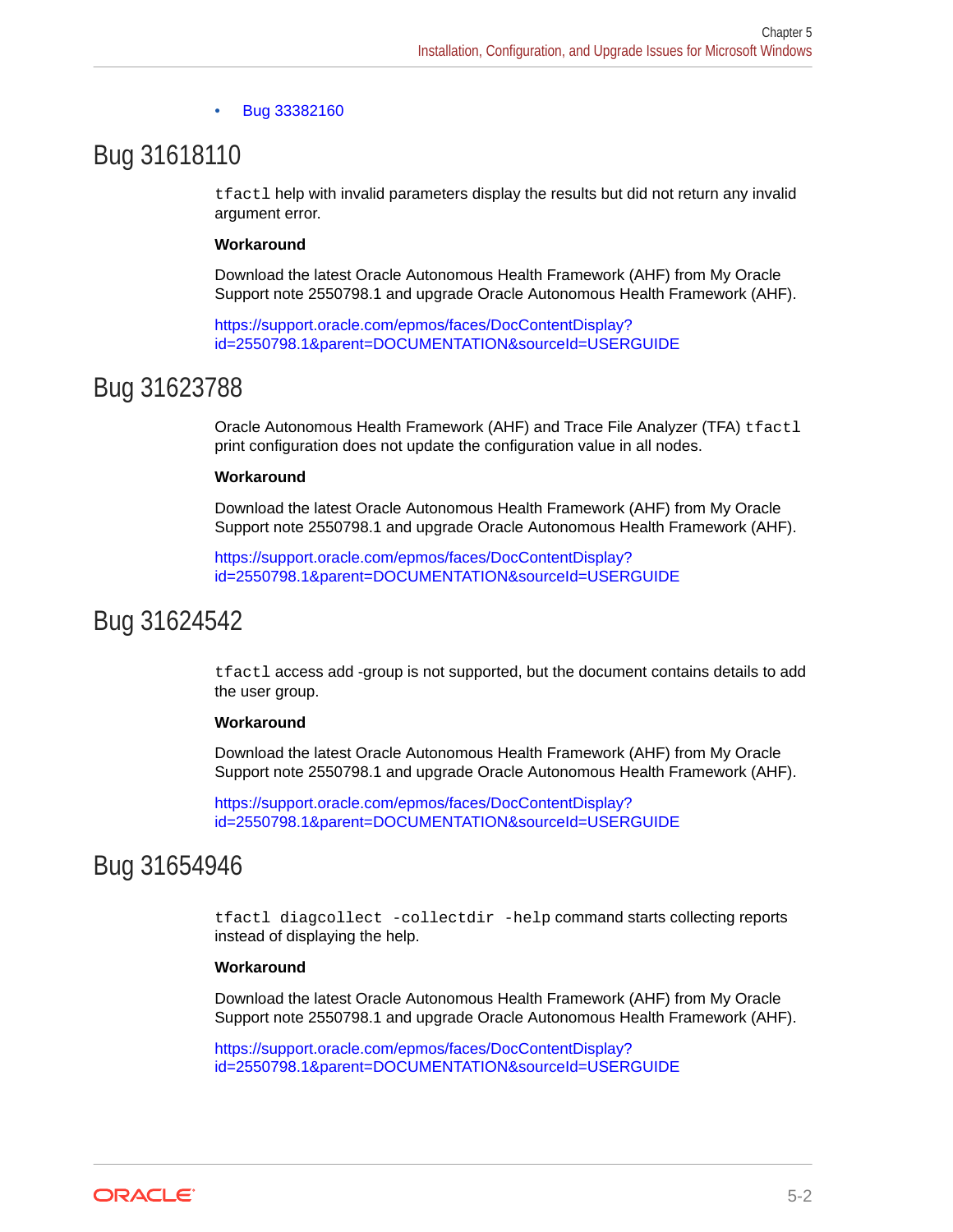- Bug 33382160

## Bug 31618110

`tfactl` help with invalid parameters display the results but did not return any invalid argument error.

**Workaround**

Download the latest Oracle Autonomous Health Framework (AHF) from My Oracle Support note 2550798.1 and upgrade Oracle Autonomous Health Framework (AHF).

https://support.oracle.com/epmos/faces/DocContentDisplay?id=2550798.1&parent=DOCUMENTATION&sourceId=USERGUIDE

## Bug 31623788

Oracle Autonomous Health Framework (AHF) and Trace File Analyzer (TFA) `tfactl` print configuration does not update the configuration value in all nodes.

**Workaround**

Download the latest Oracle Autonomous Health Framework (AHF) from My Oracle Support note 2550798.1 and upgrade Oracle Autonomous Health Framework (AHF).

https://support.oracle.com/epmos/faces/DocContentDisplay?id=2550798.1&parent=DOCUMENTATION&sourceId=USERGUIDE

## Bug 31624542

`tfactl` access add -group is not supported, but the document contains details to add the user group.

**Workaround**

Download the latest Oracle Autonomous Health Framework (AHF) from My Oracle Support note 2550798.1 and upgrade Oracle Autonomous Health Framework (AHF).

https://support.oracle.com/epmos/faces/DocContentDisplay?id=2550798.1&parent=DOCUMENTATION&sourceId=USERGUIDE

## Bug 31654946

`tfactl diagcollect -collectdir -help` command starts collecting reports instead of displaying the help.

**Workaround**

Download the latest Oracle Autonomous Health Framework (AHF) from My Oracle Support note 2550798.1 and upgrade Oracle Autonomous Health Framework (AHF).

https://support.oracle.com/epmos/faces/DocContentDisplay?id=2550798.1&parent=DOCUMENTATION&sourceId=USERGUIDE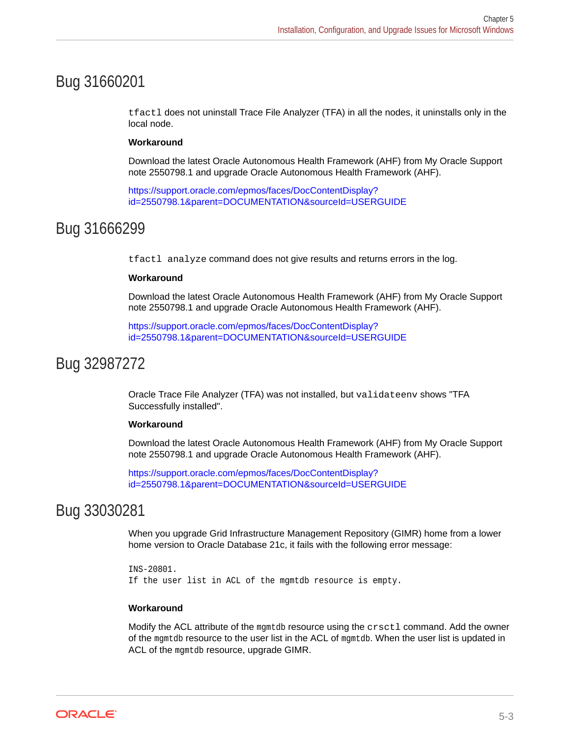## Bug 31660201

`tfactl` does not uninstall Trace File Analyzer (TFA) in all the nodes, it uninstalls only in the local node.

**Workaround**

Download the latest Oracle Autonomous Health Framework (AHF) from My Oracle Support note 2550798.1 and upgrade Oracle Autonomous Health Framework (AHF).

https://support.oracle.com/epmos/faces/DocContentDisplay?id=2550798.1&parent=DOCUMENTATION&sourceId=USERGUIDE

## Bug 31666299

`tfactl analyze` command does not give results and returns errors in the log.

**Workaround**

Download the latest Oracle Autonomous Health Framework (AHF) from My Oracle Support note 2550798.1 and upgrade Oracle Autonomous Health Framework (AHF).

https://support.oracle.com/epmos/faces/DocContentDisplay?id=2550798.1&parent=DOCUMENTATION&sourceId=USERGUIDE

## Bug 32987272

Oracle Trace File Analyzer (TFA) was not installed, but `validateenv` shows "TFA Successfully installed".

**Workaround**

Download the latest Oracle Autonomous Health Framework (AHF) from My Oracle Support note 2550798.1 and upgrade Oracle Autonomous Health Framework (AHF).

https://support.oracle.com/epmos/faces/DocContentDisplay?id=2550798.1&parent=DOCUMENTATION&sourceId=USERGUIDE

## Bug 33030281

When you upgrade Grid Infrastructure Management Repository (GIMR) home from a lower home version to Oracle Database 21c, it fails with the following error message:

```
INS-20801.
If the user list in ACL of the mgmtdb resource is empty.
```

**Workaround**

Modify the ACL attribute of the `mgmtdb` resource using the `crsctl` command. Add the owner of the `mgmtdb` resource to the user list in the ACL of `mgmtdb`. When the user list is updated in ACL of the `mgmtdb` resource, upgrade GIMR.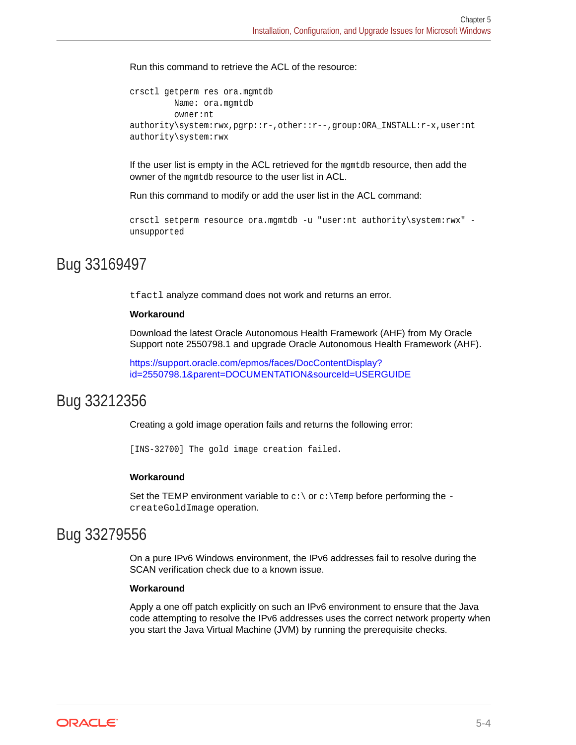Run this command to retrieve the ACL of the resource:

```
crsctl getperm res ora.mgmtdb
         Name: ora.mgmtdb
         owner:nt
authority\system:rwx,pgrp::r-,other::r--,group:ORA_INSTALL:r-x,user:nt
authority\system:rwx
```

If the user list is empty in the ACL retrieved for the `mgmtdb` resource, then add the owner of the `mgmtdb` resource to the user list in ACL.

Run this command to modify or add the user list in the ACL command:

```
crsctl setperm resource ora.mgmtdb -u "user:nt authority\system:rwx" -
unsupported
```

## Bug 33169497

`tfactl` analyze command does not work and returns an error.

**Workaround**

Download the latest Oracle Autonomous Health Framework (AHF) from My Oracle Support note 2550798.1 and upgrade Oracle Autonomous Health Framework (AHF).

https://support.oracle.com/epmos/faces/DocContentDisplay?id=2550798.1&parent=DOCUMENTATION&sourceId=USERGUIDE

## Bug 33212356

Creating a gold image operation fails and returns the following error:

```
[INS-32700] The gold image creation failed.
```

**Workaround**

Set the TEMP environment variable to `c:\` or `c:\Temp` before performing the `-createGoldImage` operation.

## Bug 33279556

On a pure IPv6 Windows environment, the IPv6 addresses fail to resolve during the SCAN verification check due to a known issue.

**Workaround**

Apply a one off patch explicitly on such an IPv6 environment to ensure that the Java code attempting to resolve the IPv6 addresses uses the correct network property when you start the Java Virtual Machine (JVM) by running the prerequisite checks.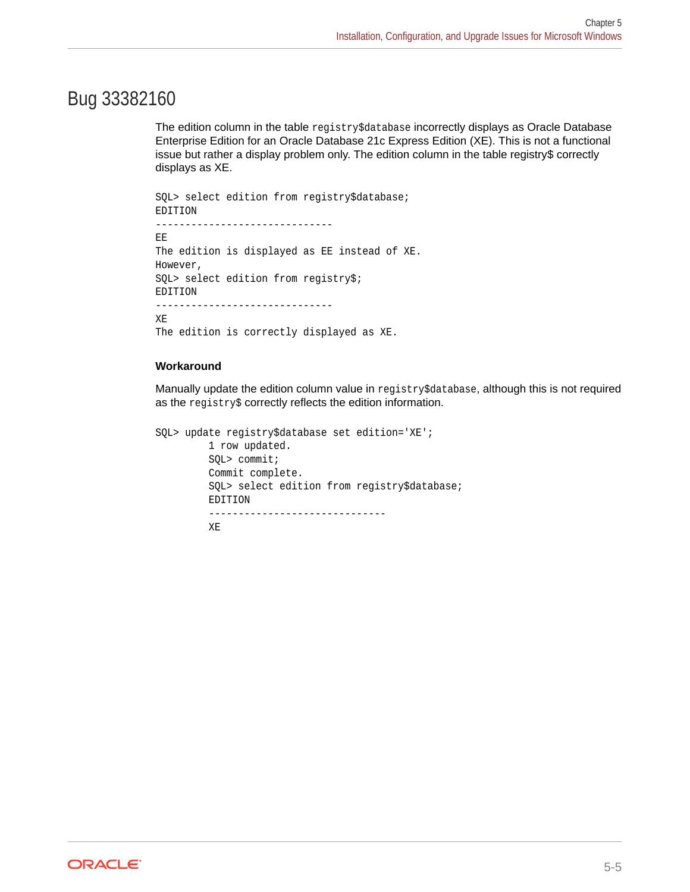# Bug 33382160

The edition column in the table `registry$database` incorrectly displays as Oracle Database Enterprise Edition for an Oracle Database 21c Express Edition (XE). This is not a functional issue but rather a display problem only. The edition column in the table registry$ correctly displays as XE.

```
SQL> select edition from registry$database;
EDITION
------------------------------
EE
The edition is displayed as EE instead of XE.
However,
SQL> select edition from registry$;
EDITION
------------------------------
XE
The edition is correctly displayed as XE.
```

**Workaround**

Manually update the edition column value in `registry$database`, although this is not required as the `registry$` correctly reflects the edition information.

```
SQL> update registry$database set edition='XE';
         1 row updated.
         SQL> commit;
         Commit complete.
         SQL> select edition from registry$database;
         EDITION
         ------------------------------
         XE
```